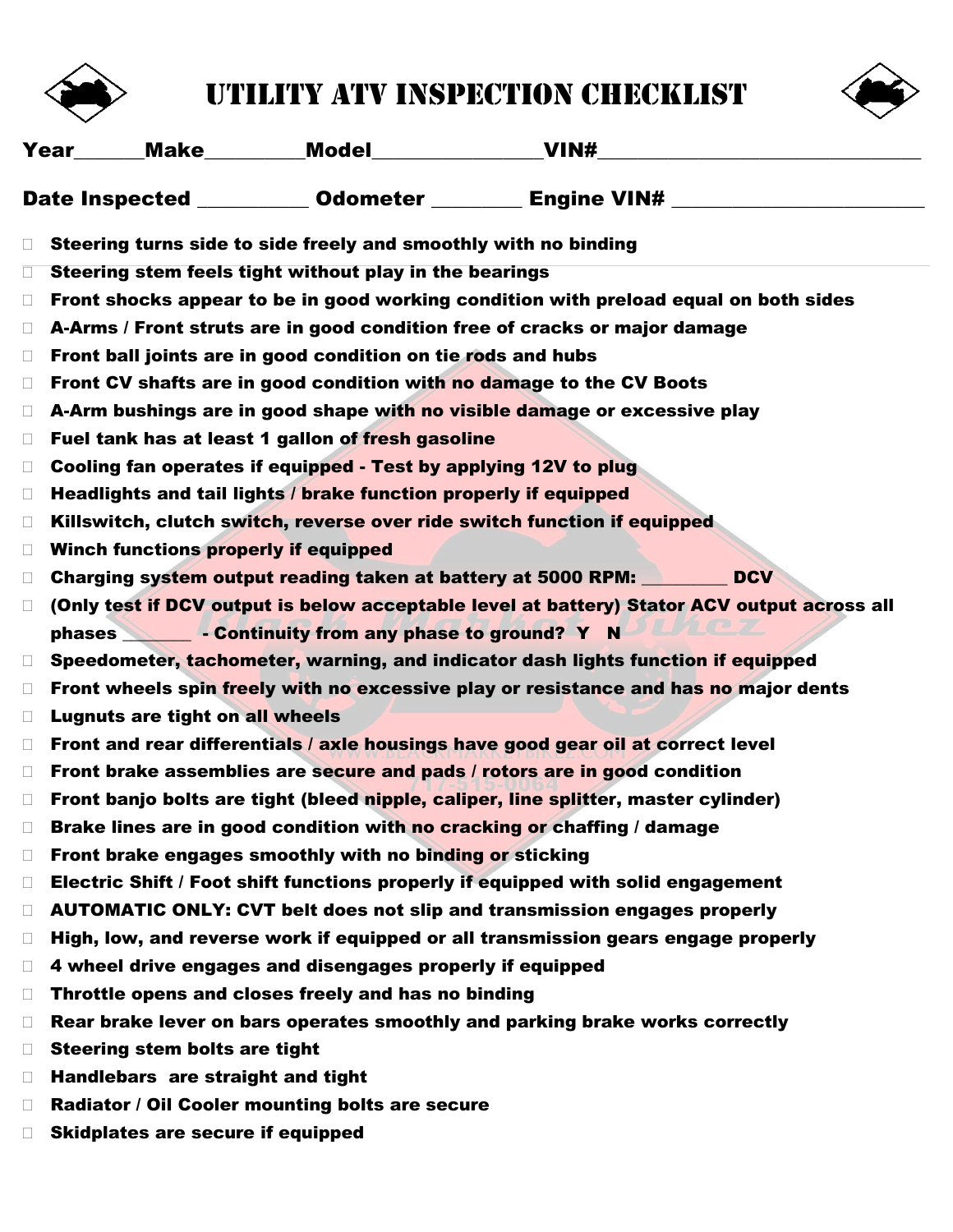# UTILITY ATV INSPECTION CHECKLIST

**Year\_\_\_\_\_\_Make\_\_\_\_\_\_\_\_\_Model\_\_\_\_\_\_\_\_\_\_\_\_\_\_\_VIN#\_\_\_\_\_\_\_\_\_\_\_\_\_\_\_\_\_\_\_\_\_\_\_\_\_\_\_\_\_\_**

**Date Inspected \_\_\_\_\_\_\_\_\_\_\_ Odometer \_\_\_\_\_\_\_\_\_ Engine VIN# \_\_\_\_\_\_\_\_\_\_\_\_\_\_\_\_\_\_\_\_\_\_\_\_**

- ☐ **Steering turns side to side freely and smoothly with no binding**
- ☐ **Steering stem feels tight without play in the bearings**
- ☐ **Front shocks appear to be in good working condition with preload equal on both sides**
- ☐ **A-Arms / Front struts are in good condition free of cracks or major damage**
- ☐ **Front ball joints are in good condition on tie rods and hubs**
- ☐ **Front CV shafts are in good condition with no damage to the CV Boots**
- ☐ **A-Arm bushings are in good shape with no visible damage or excessive play**
- ☐ **Fuel tank has at least 1 gallon of fresh gasoline**
- ☐ **Cooling fan operates if equipped - Test by applying 12V to plug**
- ☐ **Headlights and tail lights / brake function properly if equipped**
- ☐ **Killswitch, clutch switch, reverse over ride switch function if equipped**
- ☐ **Winch functions properly if equipped**
- ☐ **Charging system output reading taken at battery at 5000 RPM: \_\_\_\_\_\_\_\_\_ DCV**
- ☐ **(Only test if DCV output is below acceptable level at battery) Stator ACV output across all phases \_\_\_\_\_\_\_ - Continuity from any phase to ground? Y N**
- ☐ **Speedometer, tachometer, warning, and indicator dash lights function if equipped**
- ☐ **Front wheels spin freely with no excessive play or resistance and has no major dents**
- ☐ **Lugnuts are tight on all wheels**
- ☐ **Front and rear differentials / axle housings have good gear oil at correct level**
- ☐ **Front brake assemblies are secure and pads / rotors are in good condition**
- ☐ **Front banjo bolts are tight (bleed nipple, caliper, line splitter, master cylinder)**
- ☐ **Brake lines are in good condition with no cracking or chaffing / damage**
- ☐ **Front brake engages smoothly with no binding or sticking**
- ☐ **Electric Shift / Foot shift functions properly if equipped with solid engagement**
- ☐ **AUTOMATIC ONLY: CVT belt does not slip and transmission engages properly**
- ☐ **High, low, and reverse work if equipped or all transmission gears engage properly**
- ☐ **4 wheel drive engages and disengages properly if equipped**
- ☐ **Throttle opens and closes freely and has no binding**
- ☐ **Rear brake lever on bars operates smoothly and parking brake works correctly**
- ☐ **Steering stem bolts are tight**
- ☐ **Handlebars are straight and tight**
- ☐ **Radiator / Oil Cooler mounting bolts are secure**
- ☐ **Skidplates are secure if equipped**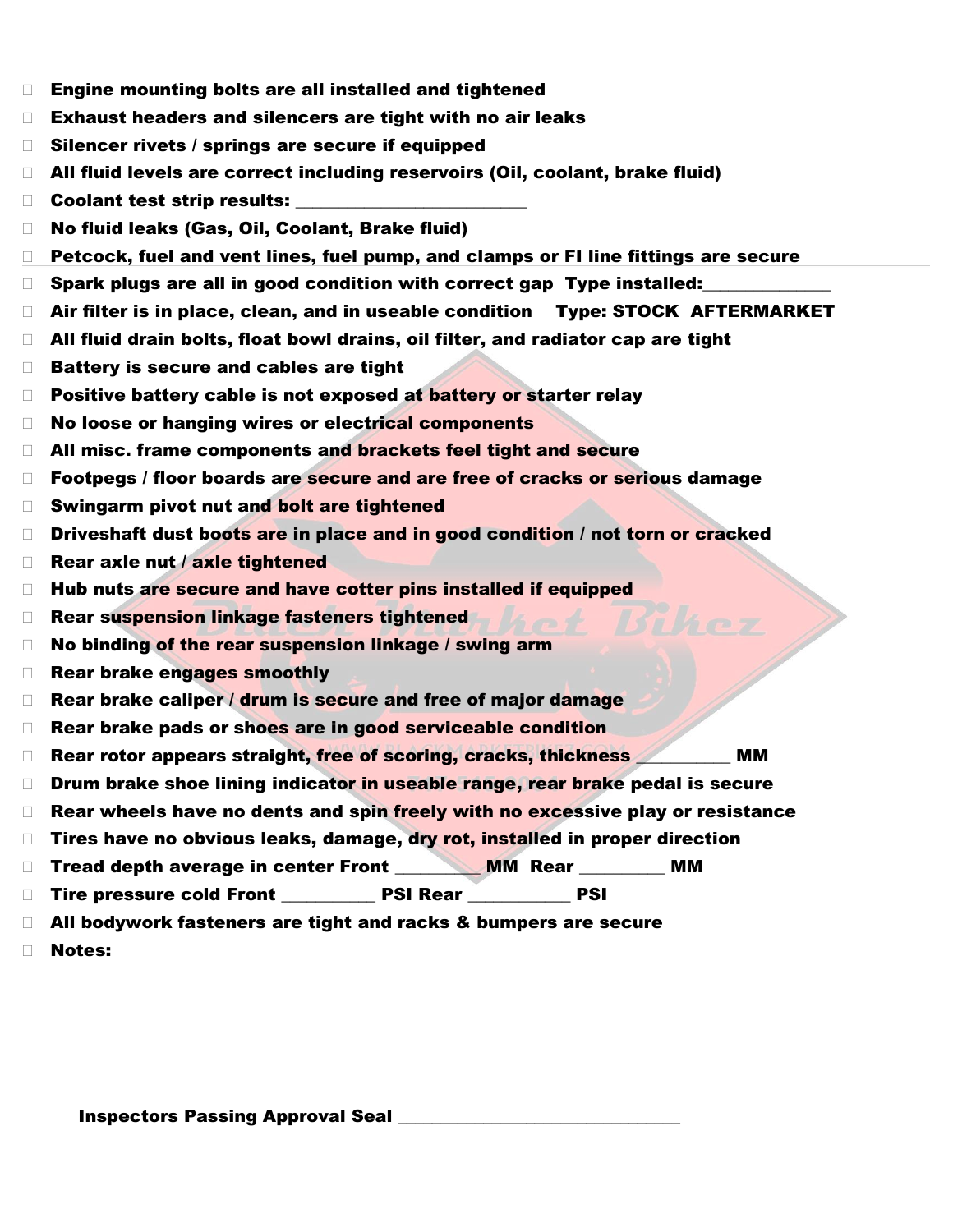- ☐ **Engine mounting bolts are all installed and tightened**
- ☐ **Exhaust headers and silencers are tight with no air leaks**
- ☐ **Silencer rivets / springs are secure if equipped**
- ☐ **All fluid levels are correct including reservoirs (Oil, coolant, brake fluid)**
- ☐ **Coolant test strip results: ________________________**
- ☐ **No fluid leaks (Gas, Oil, Coolant, Brake fluid)**
- ☐ **Petcock, fuel and vent lines, fuel pump, and clamps or FI line fittings are secure**
- ☐ **Spark plugs are all in good condition with correct gap Type installed:_____________**
- ☐ **Air filter is in place, clean, and in useable condition Type: STOCK AFTERMARKET**
- ☐ **All fluid drain bolts, float bowl drains, oil filter, and radiator cap are tight**
- ☐ **Battery is secure and cables are tight**
- ☐ **Positive battery cable is not exposed at battery or starter relay**
- ☐ **No loose or hanging wires or electrical components**
- ☐ **All misc. frame components and brackets feel tight and secure**
- ☐ **Footpegs / floor boards are secure and are free of cracks or serious damage**
- ☐ **Swingarm pivot nut and bolt are tightened**
- ☐ **Driveshaft dust boots are in place and in good condition / not torn or cracked**
- ☐ **Rear axle nut / axle tightened**
- ☐ **Hub nuts are secure and have cotter pins installed if equipped**
- ☐ **Rear suspension linkage fasteners tightened**
- ☐ **No binding of the rear suspension linkage / swing arm**
- ☐ **Rear brake engages smoothly**
- ☐ **Rear brake caliper / drum is secure and free of major damage**
- ☐ **Rear brake pads or shoes are in good serviceable condition**
- ☐ **Rear rotor appears straight, free of scoring, cracks, thickness _________ MM**
- ☐ **Drum brake shoe lining indicator in useable range, rear brake pedal is secure**
- ☐ **Rear wheels have no dents and spin freely with no excessive play or resistance**
- ☐ **Tires have no obvious leaks, damage, dry rot, installed in proper direction**
- ☐ **Tread depth average in center Front ________ MM Rear ________ MM**
- ☐ **Tire pressure cold Front _________ PSI Rear __________ PSI**
- ☐ **All bodywork fasteners are tight and racks & bumpers are secure**
- ☐ **Notes:**

**Inspectors Passing Approval Seal ____________________________**